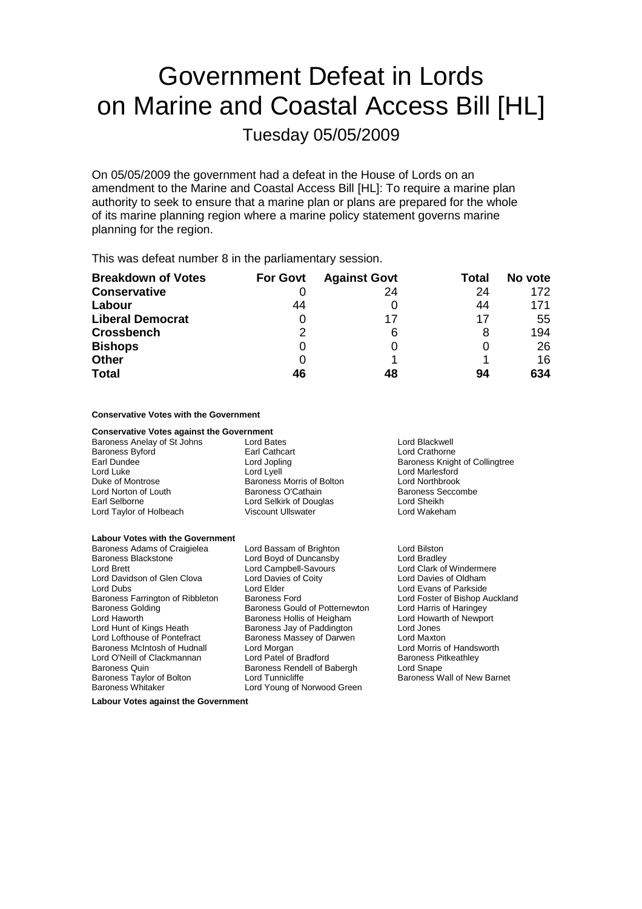# Government Defeat in Lords on Marine and Coastal Access Bill [HL]

## Tuesday 05/05/2009

On 05/05/2009 the government had a defeat in the House of Lords on an amendment to the Marine and Coastal Access Bill [HL]: To require a marine plan authority to seek to ensure that a marine plan or plans are prepared for the whole of its marine planning region where a marine policy statement governs marine planning for the region.

This was defeat number 8 in the parliamentary session.

| Breakdown of Votes | For Govt | Against Govt | Total | No vote |
|---|---|---|---|---|
| **Conservative** | 0 | 24 | 24 | 172 |
| **Labour** | 44 | 0 | 44 | 171 |
| **Liberal Democrat** | 0 | 17 | 17 | 55 |
| **Crossbench** | 2 | 6 | 8 | 194 |
| **Bishops** | 0 | 0 | 0 | 26 |
| **Other** | 0 | 1 | 1 | 16 |
| **Total** | **46** | **48** | **94** | **634** |

**Conservative Votes with the Government**

**Conservative Votes against the Government**

Baroness Anelay of St Johns
Lord Bates
Lord Blackwell
Baroness Byford
Earl Cathcart
Lord Crathorne
Earl Dundee
Lord Jopling
Baroness Knight of Collingtree
Lord Luke
Lord Lyell
Lord Marlesford
Duke of Montrose
Baroness Morris of Bolton
Lord Northbrook
Lord Norton of Louth
Baroness O'Cathain
Baroness Seccombe
Earl Selborne
Lord Selkirk of Douglas
Lord Sheikh
Lord Taylor of Holbeach
Viscount Ullswater
Lord Wakeham

**Labour Votes with the Government**

Baroness Adams of Craigielea
Lord Bassam of Brighton
Lord Bilston
Baroness Blackstone
Lord Boyd of Duncansby
Lord Bradley
Lord Brett
Lord Campbell-Savours
Lord Clark of Windermere
Lord Davidson of Glen Clova
Lord Davies of Coity
Lord Davies of Oldham
Lord Dubs
Lord Elder
Lord Evans of Parkside
Baroness Farrington of Ribbleton
Baroness Ford
Lord Foster of Bishop Auckland
Baroness Golding
Baroness Gould of Potternewton
Lord Harris of Haringey
Lord Haworth
Baroness Hollis of Heigham
Lord Howarth of Newport
Lord Hunt of Kings Heath
Baroness Jay of Paddington
Lord Jones
Lord Lofthouse of Pontefract
Baroness Massey of Darwen
Lord Maxton
Baroness McIntosh of Hudnall
Lord Morgan
Lord Morris of Handsworth
Lord O'Neill of Clackmannan
Lord Patel of Bradford
Baroness Pitkeathley
Baroness Quin
Baroness Rendell of Babergh
Lord Snape
Baroness Taylor of Bolton
Lord Tunnicliffe
Baroness Wall of New Barnet
Baroness Whitaker
Lord Young of Norwood Green

**Labour Votes against the Government**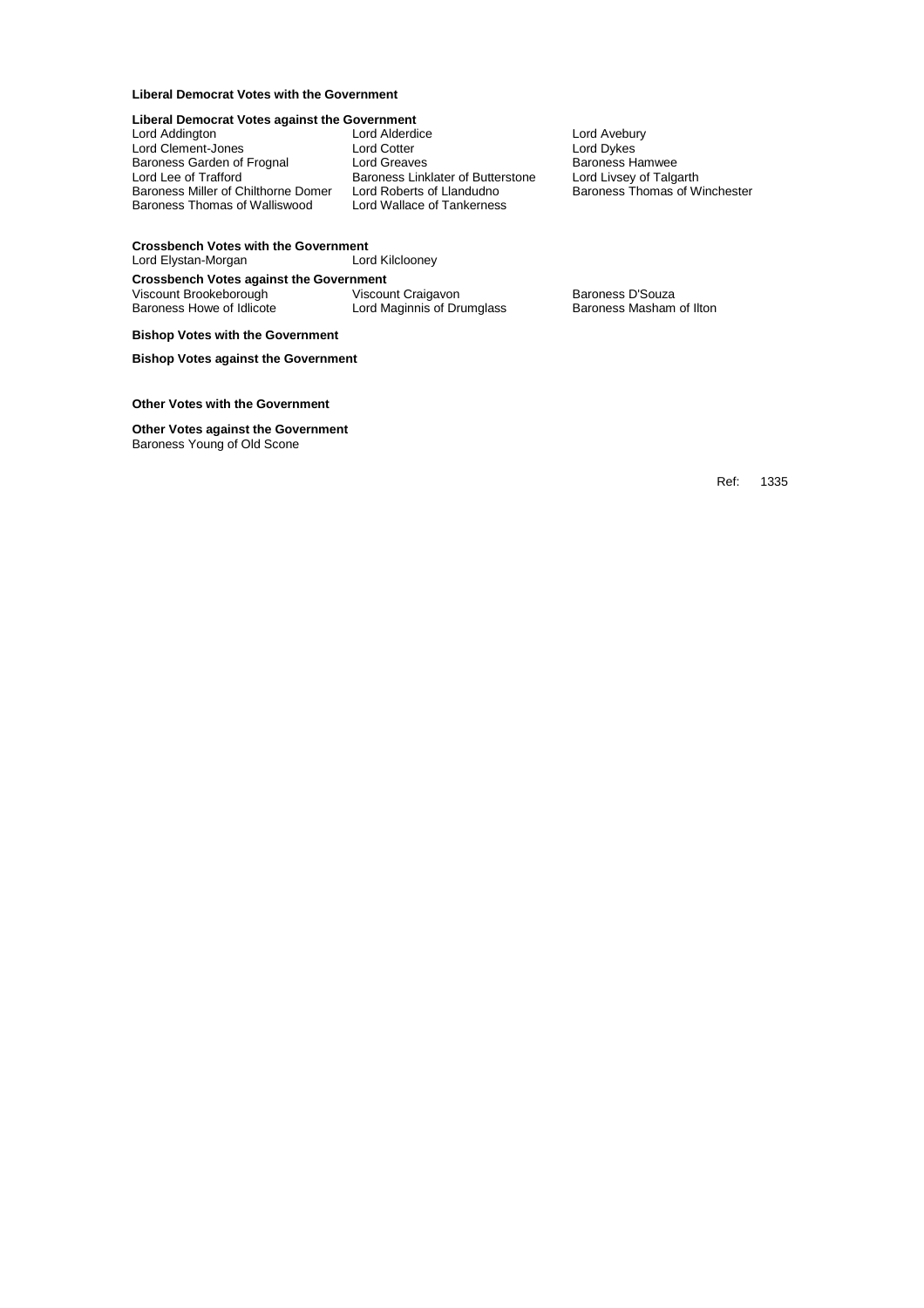**Liberal Democrat Votes with the Government**

**Liberal Democrat Votes against the Government**

Lord Addington
Lord Alderdice
Lord Avebury
Lord Clement-Jones
Lord Cotter
Lord Dykes
Baroness Garden of Frognal
Lord Greaves
Baroness Hamwee
Lord Lee of Trafford
Baroness Linklater of Butterstone
Lord Livsey of Talgarth
Baroness Miller of Chilthorne Domer
Lord Roberts of Llandudno
Baroness Thomas of Winchester
Baroness Thomas of Walliswood
Lord Wallace of Tankerness

**Crossbench Votes with the Government**

Lord Elystan-Morgan
Lord Kilclooney

**Crossbench Votes against the Government**

Viscount Brookeborough
Viscount Craigavon
Baroness D'Souza
Baroness Howe of Idlicote
Lord Maginnis of Drumglass
Baroness Masham of Ilton

**Bishop Votes with the Government**

**Bishop Votes against the Government**

**Other Votes with the Government**

**Other Votes against the Government**

Baroness Young of Old Scone

Ref: 1335